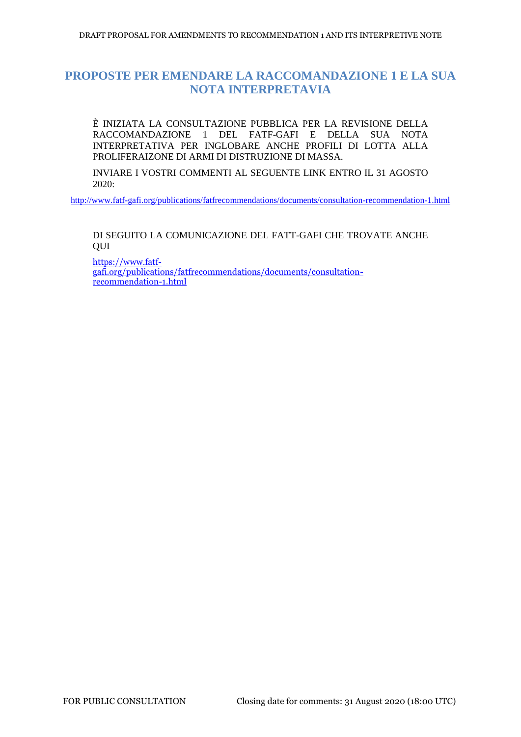# PROPOSTE PER EMENDARE LA RACCOMANDAZIONE 1 E LA SUA NOTA INTERPRETAVIA

È INIZIATA LA CONSULTAZIONE PUBBLICA PER LA REVISIONE DELLA RACCOMANDAZIONE 1 DEL FATF-GAFI E DELLA SUA NOTA INTERPRETATIVA PER INGLOBARE ANCHE PROFILI DI LOTTA ALLA PROLIFERAIZONE DI ARMI DI DISTRUZIONE DI MASSA.

INVIARE I VOSTRI COMMENTI AL SEGUENTE LINK ENTRO IL 31 AGOSTO 2020:

http://www.fatf-gafi.org/publications/fatfrecommendations/documents/consultation-recommendation-1.html

DI SEGUITO LA COMUNICAZIONE DEL FATT-GAFI CHE TROVATE ANCHE QUI

https://www.fatf-gafi.org/publications/fatfrecommendations/documents/consultation-recommendation-1.html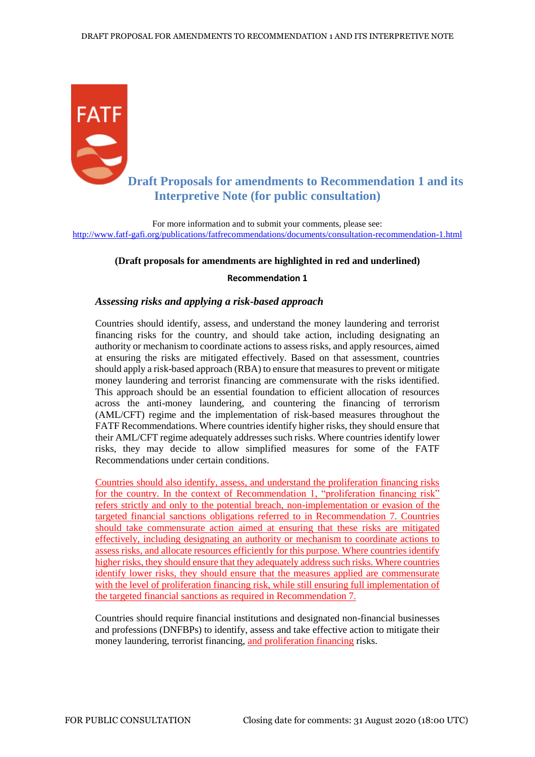# Draft Proposals for amendments to Recommendation 1 and its Interpretive Note (for public consultation)

For more information and to submit your comments, please see: http://www.fatf-gafi.org/publications/fatfrecommendations/documents/consultation-recommendation-1.html

**(Draft proposals for amendments are highlighted in red and underlined)**

**Recommendation 1**

## *Assessing risks and applying a risk-based approach*

Countries should identify, assess, and understand the money laundering and terrorist financing risks for the country, and should take action, including designating an authority or mechanism to coordinate actions to assess risks, and apply resources, aimed at ensuring the risks are mitigated effectively. Based on that assessment, countries should apply a risk-based approach (RBA) to ensure that measures to prevent or mitigate money laundering and terrorist financing are commensurate with the risks identified. This approach should be an essential foundation to efficient allocation of resources across the anti-money laundering, and countering the financing of terrorism (AML/CFT) regime and the implementation of risk-based measures throughout the FATF Recommendations. Where countries identify higher risks, they should ensure that their AML/CFT regime adequately addresses such risks. Where countries identify lower risks, they may decide to allow simplified measures for some of the FATF Recommendations under certain conditions.

Countries should also identify, assess, and understand the proliferation financing risks for the country. In the context of Recommendation 1, "proliferation financing risk" refers strictly and only to the potential breach, non-implementation or evasion of the targeted financial sanctions obligations referred to in Recommendation 7. Countries should take commensurate action aimed at ensuring that these risks are mitigated effectively, including designating an authority or mechanism to coordinate actions to assess risks, and allocate resources efficiently for this purpose. Where countries identify higher risks, they should ensure that they adequately address such risks. Where countries identify lower risks, they should ensure that the measures applied are commensurate with the level of proliferation financing risk, while still ensuring full implementation of the targeted financial sanctions as required in Recommendation 7.

Countries should require financial institutions and designated non-financial businesses and professions (DNFBPs) to identify, assess and take effective action to mitigate their money laundering, terrorist financing, and proliferation financing risks.

FOR PUBLIC CONSULTATION — Closing date for comments: 31 August 2020 (18:00 UTC)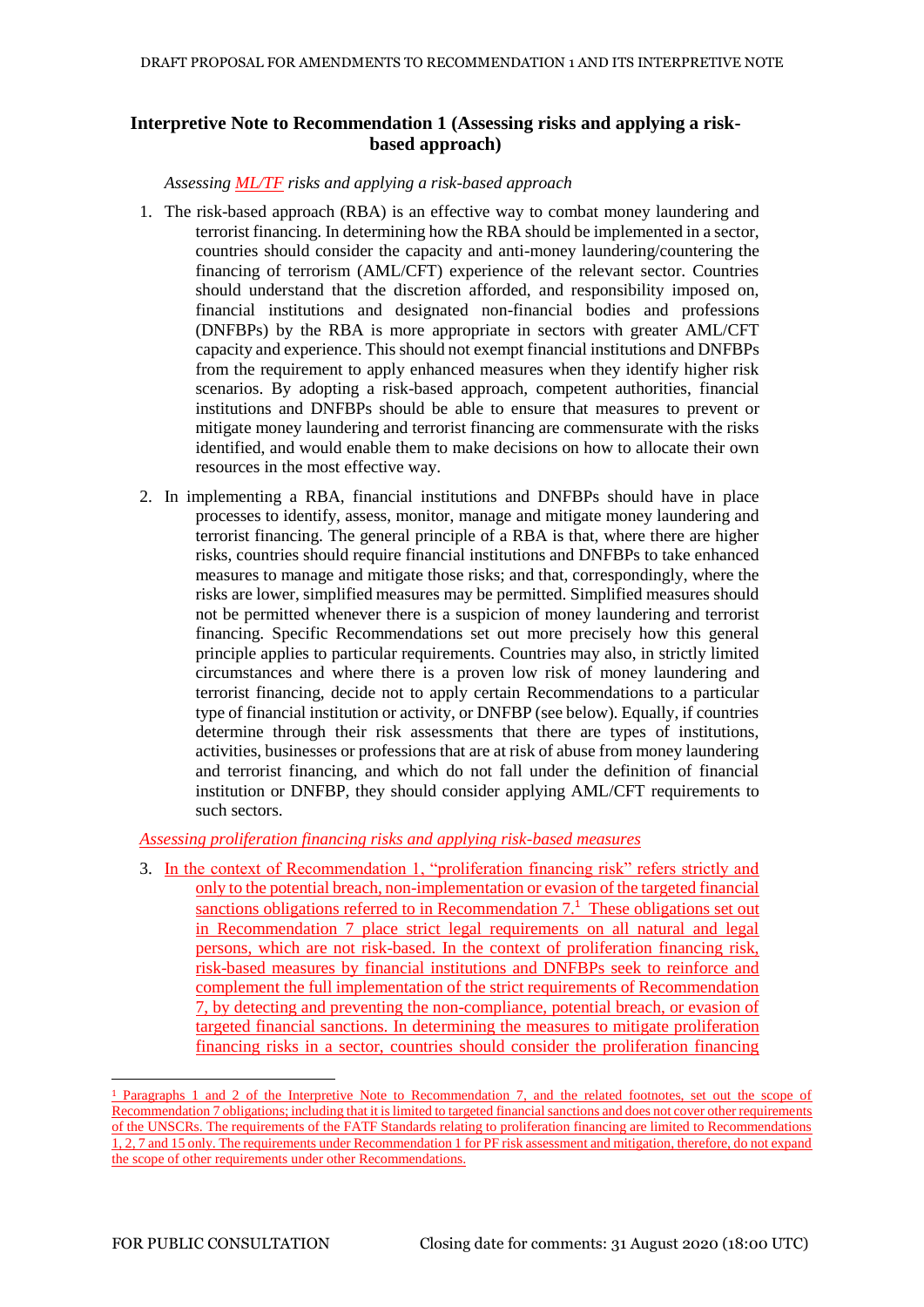## Interpretive Note to Recommendation 1 (Assessing risks and applying a risk-based approach)

*Assessing ML/TF risks and applying a risk-based approach*

1. The risk-based approach (RBA) is an effective way to combat money laundering and terrorist financing. In determining how the RBA should be implemented in a sector, countries should consider the capacity and anti-money laundering/countering the financing of terrorism (AML/CFT) experience of the relevant sector. Countries should understand that the discretion afforded, and responsibility imposed on, financial institutions and designated non-financial bodies and professions (DNFBPs) by the RBA is more appropriate in sectors with greater AML/CFT capacity and experience. This should not exempt financial institutions and DNFBPs from the requirement to apply enhanced measures when they identify higher risk scenarios. By adopting a risk-based approach, competent authorities, financial institutions and DNFBPs should be able to ensure that measures to prevent or mitigate money laundering and terrorist financing are commensurate with the risks identified, and would enable them to make decisions on how to allocate their own resources in the most effective way.

2. In implementing a RBA, financial institutions and DNFBPs should have in place processes to identify, assess, monitor, manage and mitigate money laundering and terrorist financing. The general principle of a RBA is that, where there are higher risks, countries should require financial institutions and DNFBPs to take enhanced measures to manage and mitigate those risks; and that, correspondingly, where the risks are lower, simplified measures may be permitted. Simplified measures should not be permitted whenever there is a suspicion of money laundering and terrorist financing. Specific Recommendations set out more precisely how this general principle applies to particular requirements. Countries may also, in strictly limited circumstances and where there is a proven low risk of money laundering and terrorist financing, decide not to apply certain Recommendations to a particular type of financial institution or activity, or DNFBP (see below). Equally, if countries determine through their risk assessments that there are types of institutions, activities, businesses or professions that are at risk of abuse from money laundering and terrorist financing, and which do not fall under the definition of financial institution or DNFBP, they should consider applying AML/CFT requirements to such sectors.

*Assessing proliferation financing risks and applying risk-based measures*

3. In the context of Recommendation 1, "proliferation financing risk" refers strictly and only to the potential breach, non-implementation or evasion of the targeted financial sanctions obligations referred to in Recommendation 7.[1] These obligations set out in Recommendation 7 place strict legal requirements on all natural and legal persons, which are not risk-based. In the context of proliferation financing risk, risk-based measures by financial institutions and DNFBPs seek to reinforce and complement the full implementation of the strict requirements of Recommendation 7, by detecting and preventing the non-compliance, potential breach, or evasion of targeted financial sanctions. In determining the measures to mitigate proliferation financing risks in a sector, countries should consider the proliferation financing

[1] Paragraphs 1 and 2 of the Interpretive Note to Recommendation 7, and the related footnotes, set out the scope of Recommendation 7 obligations; including that it is limited to targeted financial sanctions and does not cover other requirements of the UNSCRs. The requirements of the FATF Standards relating to proliferation financing are limited to Recommendations 1, 2, 7 and 15 only. The requirements under Recommendation 1 for PF risk assessment and mitigation, therefore, do not expand the scope of other requirements under other Recommendations.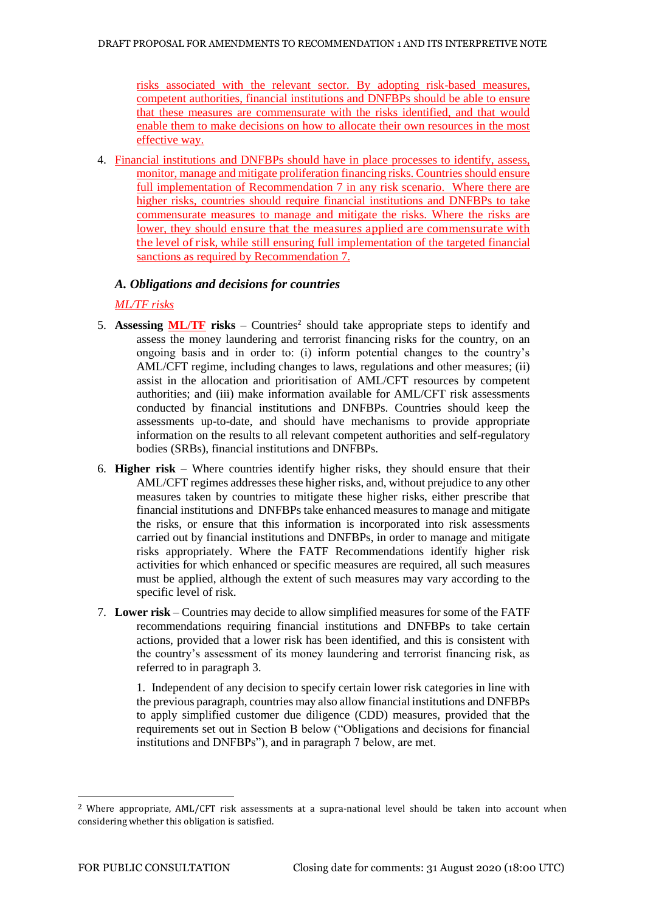risks associated with the relevant sector. By adopting risk-based measures, competent authorities, financial institutions and DNFBPs should be able to ensure that these measures are commensurate with the risks identified, and that would enable them to make decisions on how to allocate their own resources in the most effective way.

4. Financial institutions and DNFBPs should have in place processes to identify, assess, monitor, manage and mitigate proliferation financing risks. Countries should ensure full implementation of Recommendation 7 in any risk scenario. Where there are higher risks, countries should require financial institutions and DNFBPs to take commensurate measures to manage and mitigate the risks. Where the risks are lower, they should ensure that the measures applied are commensurate with the level of risk, while still ensuring full implementation of the targeted financial sanctions as required by Recommendation 7.

### *A. Obligations and decisions for countries*

*ML/TF risks*

5. **Assessing ML/TF risks** – Countries[2] should take appropriate steps to identify and assess the money laundering and terrorist financing risks for the country, on an ongoing basis and in order to: (i) inform potential changes to the country's AML/CFT regime, including changes to laws, regulations and other measures; (ii) assist in the allocation and prioritisation of AML/CFT resources by competent authorities; and (iii) make information available for AML/CFT risk assessments conducted by financial institutions and DNFBPs. Countries should keep the assessments up-to-date, and should have mechanisms to provide appropriate information on the results to all relevant competent authorities and self-regulatory bodies (SRBs), financial institutions and DNFBPs.

6. **Higher risk** – Where countries identify higher risks, they should ensure that their AML/CFT regimes addresses these higher risks, and, without prejudice to any other measures taken by countries to mitigate these higher risks, either prescribe that financial institutions and DNFBPs take enhanced measures to manage and mitigate the risks, or ensure that this information is incorporated into risk assessments carried out by financial institutions and DNFBPs, in order to manage and mitigate risks appropriately. Where the FATF Recommendations identify higher risk activities for which enhanced or specific measures are required, all such measures must be applied, although the extent of such measures may vary according to the specific level of risk.

7. **Lower risk** – Countries may decide to allow simplified measures for some of the FATF recommendations requiring financial institutions and DNFBPs to take certain actions, provided that a lower risk has been identified, and this is consistent with the country's assessment of its money laundering and terrorist financing risk, as referred to in paragraph 3.

   1. Independent of any decision to specify certain lower risk categories in line with the previous paragraph, countries may also allow financial institutions and DNFBPs to apply simplified customer due diligence (CDD) measures, provided that the requirements set out in Section B below ("Obligations and decisions for financial institutions and DNFBPs"), and in paragraph 7 below, are met.

[2] Where appropriate, AML/CFT risk assessments at a supra-national level should be taken into account when considering whether this obligation is satisfied.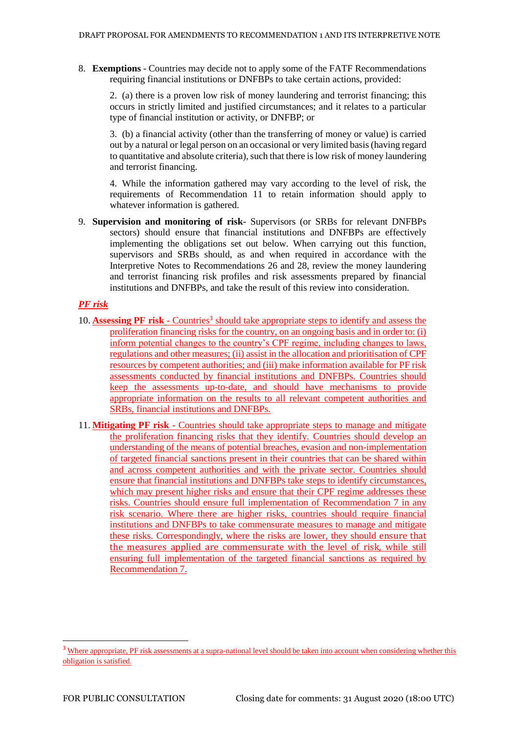8. **Exemptions** - Countries may decide not to apply some of the FATF Recommendations requiring financial institutions or DNFBPs to take certain actions, provided:

   2. (a) there is a proven low risk of money laundering and terrorist financing; this occurs in strictly limited and justified circumstances; and it relates to a particular type of financial institution or activity, or DNFBP; or

   3. (b) a financial activity (other than the transferring of money or value) is carried out by a natural or legal person on an occasional or very limited basis (having regard to quantitative and absolute criteria), such that there is low risk of money laundering and terrorist financing.

   4. While the information gathered may vary according to the level of risk, the requirements of Recommendation 11 to retain information should apply to whatever information is gathered.

9. **Supervision and monitoring of risk**- Supervisors (or SRBs for relevant DNFBPs sectors) should ensure that financial institutions and DNFBPs are effectively implementing the obligations set out below. When carrying out this function, supervisors and SRBs should, as and when required in accordance with the Interpretive Notes to Recommendations 26 and 28, review the money laundering and terrorist financing risk profiles and risk assessments prepared by financial institutions and DNFBPs, and take the result of this review into consideration.

***PF risk***

10. **Assessing PF risk** - Countries[3] should take appropriate steps to identify and assess the proliferation financing risks for the country, on an ongoing basis and in order to: (i) inform potential changes to the country's CPF regime, including changes to laws, regulations and other measures; (ii) assist in the allocation and prioritisation of CPF resources by competent authorities; and (iii) make information available for PF risk assessments conducted by financial institutions and DNFBPs. Countries should keep the assessments up-to-date, and should have mechanisms to provide appropriate information on the results to all relevant competent authorities and SRBs, financial institutions and DNFBPs.

11. **Mitigating PF risk** - Countries should take appropriate steps to manage and mitigate the proliferation financing risks that they identify. Countries should develop an understanding of the means of potential breaches, evasion and non-implementation of targeted financial sanctions present in their countries that can be shared within and across competent authorities and with the private sector. Countries should ensure that financial institutions and DNFBPs take steps to identify circumstances, which may present higher risks and ensure that their CPF regime addresses these risks. Countries should ensure full implementation of Recommendation 7 in any risk scenario. Where there are higher risks, countries should require financial institutions and DNFBPs to take commensurate measures to manage and mitigate these risks. Correspondingly, where the risks are lower, they should ensure that the measures applied are commensurate with the level of risk, while still ensuring full implementation of the targeted financial sanctions as required by Recommendation 7.

---

[3] Where appropriate, PF risk assessments at a supra-national level should be taken into account when considering whether this obligation is satisfied.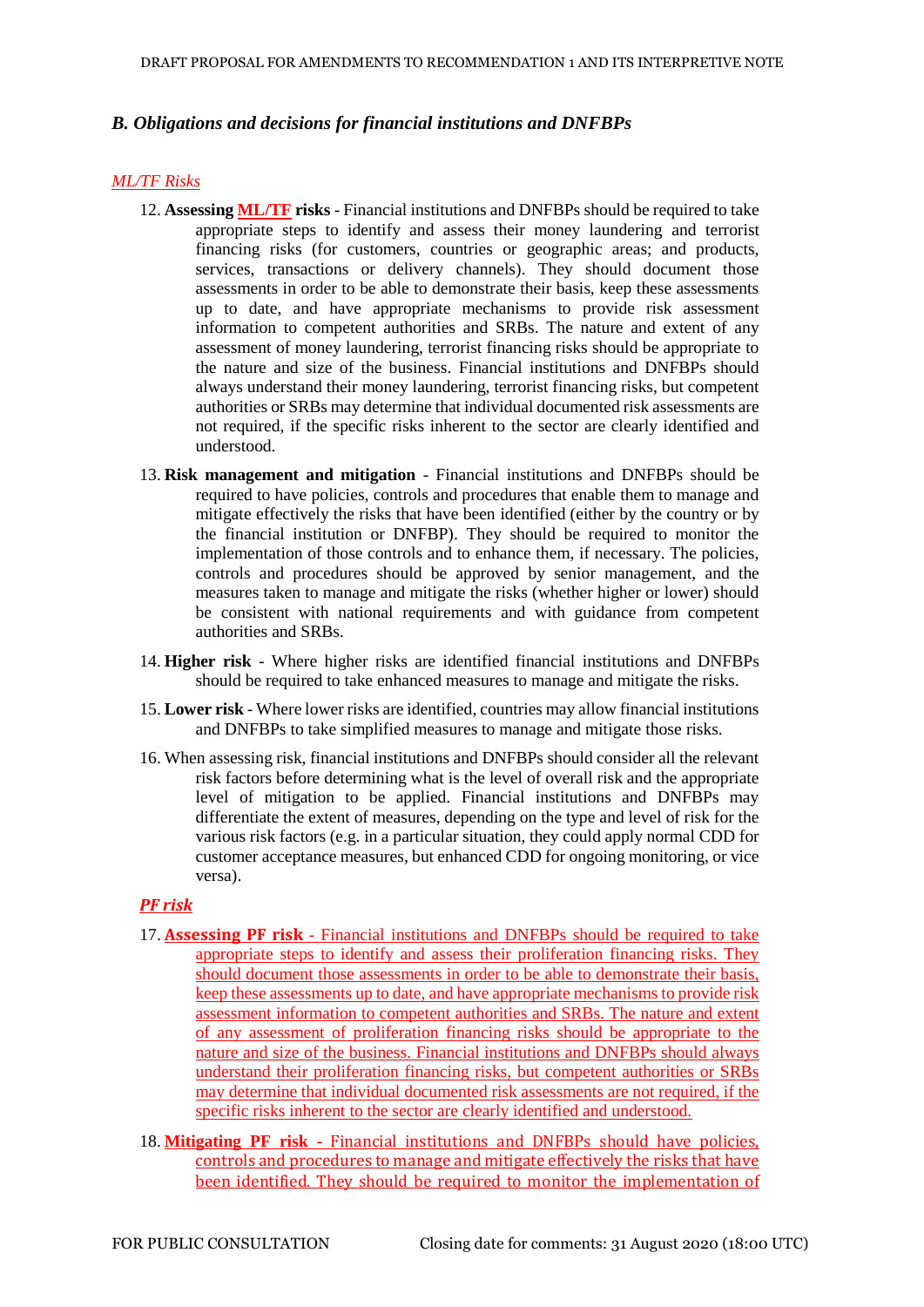### *B. Obligations and decisions for financial institutions and DNFBPs*

*ML/TF Risks*

12. **Assessing ML/TF risks** - Financial institutions and DNFBPs should be required to take appropriate steps to identify and assess their money laundering and terrorist financing risks (for customers, countries or geographic areas; and products, services, transactions or delivery channels). They should document those assessments in order to be able to demonstrate their basis, keep these assessments up to date, and have appropriate mechanisms to provide risk assessment information to competent authorities and SRBs. The nature and extent of any assessment of money laundering, terrorist financing risks should be appropriate to the nature and size of the business. Financial institutions and DNFBPs should always understand their money laundering, terrorist financing risks, but competent authorities or SRBs may determine that individual documented risk assessments are not required, if the specific risks inherent to the sector are clearly identified and understood.

13. **Risk management and mitigation** - Financial institutions and DNFBPs should be required to have policies, controls and procedures that enable them to manage and mitigate effectively the risks that have been identified (either by the country or by the financial institution or DNFBP). They should be required to monitor the implementation of those controls and to enhance them, if necessary. The policies, controls and procedures should be approved by senior management, and the measures taken to manage and mitigate the risks (whether higher or lower) should be consistent with national requirements and with guidance from competent authorities and SRBs.

14. **Higher risk** - Where higher risks are identified financial institutions and DNFBPs should be required to take enhanced measures to manage and mitigate the risks.

15. **Lower risk** - Where lower risks are identified, countries may allow financial institutions and DNFBPs to take simplified measures to manage and mitigate those risks.

16. When assessing risk, financial institutions and DNFBPs should consider all the relevant risk factors before determining what is the level of overall risk and the appropriate level of mitigation to be applied. Financial institutions and DNFBPs may differentiate the extent of measures, depending on the type and level of risk for the various risk factors (e.g. in a particular situation, they could apply normal CDD for customer acceptance measures, but enhanced CDD for ongoing monitoring, or vice versa).

***PF risk***

17. **Assessing PF risk** - Financial institutions and DNFBPs should be required to take appropriate steps to identify and assess their proliferation financing risks. They should document those assessments in order to be able to demonstrate their basis, keep these assessments up to date, and have appropriate mechanisms to provide risk assessment information to competent authorities and SRBs. The nature and extent of any assessment of proliferation financing risks should be appropriate to the nature and size of the business. Financial institutions and DNFBPs should always understand their proliferation financing risks, but competent authorities or SRBs may determine that individual documented risk assessments are not required, if the specific risks inherent to the sector are clearly identified and understood.

18. **Mitigating PF risk** - Financial institutions and DNFBPs should have policies, controls and procedures to manage and mitigate effectively the risks that have been identified. They should be required to monitor the implementation of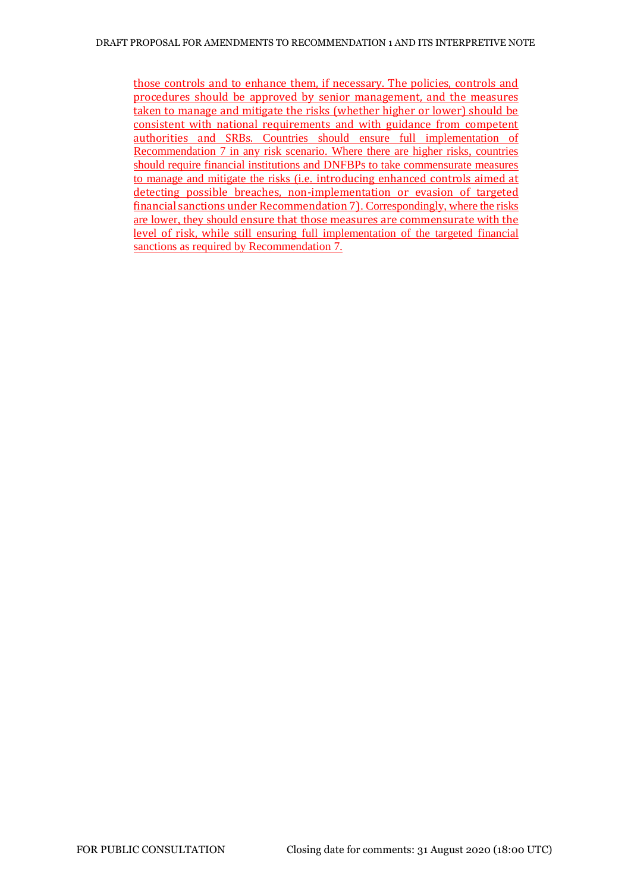those controls and to enhance them, if necessary. The policies, controls and procedures should be approved by senior management, and the measures taken to manage and mitigate the risks (whether higher or lower) should be consistent with national requirements and with guidance from competent authorities and SRBs. Countries should ensure full implementation of Recommendation 7 in any risk scenario. Where there are higher risks, countries should require financial institutions and DNFBPs to take commensurate measures to manage and mitigate the risks (i.e. introducing enhanced controls aimed at detecting possible breaches, non-implementation or evasion of targeted financial sanctions under Recommendation 7). Correspondingly, where the risks are lower, they should ensure that those measures are commensurate with the level of risk, while still ensuring full implementation of the targeted financial sanctions as required by Recommendation 7.